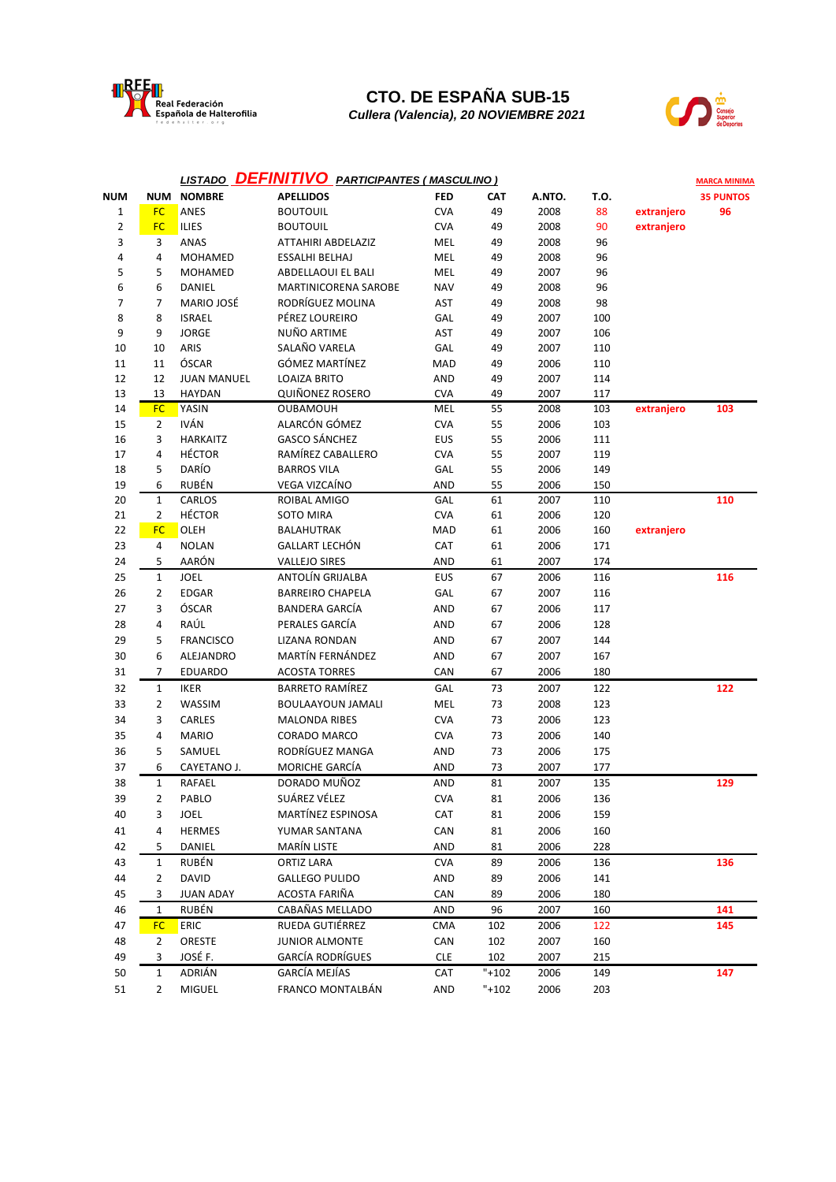Real Federación Española de Halterofilia

# CTO. DE ESPAÑA SUB-15

***Cullera (Valencia), 20 NOVIEMBRE 2021***

***LISTADO DEFINITIVO PARTICIPANTES ( MASCULINO )***

| NUM | NUM | NOMBRE | APELLIDOS | FED | CAT | A.NTO. | T.O. | | MARCA MINIMA 35 PUNTOS |
|---|---|---|---|---|---|---|---|---|---|
| 1 | FC | ANES | BOUTOUIL | CVA | 49 | 2008 | 88 | extranjero | 96 |
| 2 | FC | ILIES | BOUTOUIL | CVA | 49 | 2008 | 90 | extranjero | |
| 3 | 3 | ANAS | ATTAHIRI ABDELAZIZ | MEL | 49 | 2008 | 96 | | |
| 4 | 4 | MOHAMED | ESSALHI BELHAJ | MEL | 49 | 2008 | 96 | | |
| 5 | 5 | MOHAMED | ABDELLAOUI EL BALI | MEL | 49 | 2007 | 96 | | |
| 6 | 6 | DANIEL | MARTINICORENA SAROBE | NAV | 49 | 2008 | 96 | | |
| 7 | 7 | MARIO JOSÉ | RODRÍGUEZ MOLINA | AST | 49 | 2008 | 98 | | |
| 8 | 8 | ISRAEL | PÉREZ LOUREIRO | GAL | 49 | 2007 | 100 | | |
| 9 | 9 | JORGE | NUÑO ARTIME | AST | 49 | 2007 | 106 | | |
| 10 | 10 | ARIS | SALAÑO VARELA | GAL | 49 | 2007 | 110 | | |
| 11 | 11 | ÓSCAR | GÓMEZ MARTÍNEZ | MAD | 49 | 2006 | 110 | | |
| 12 | 12 | JUAN MANUEL | LOAIZA BRITO | AND | 49 | 2007 | 114 | | |
| 13 | 13 | HAYDAN | QUIÑONEZ ROSERO | CVA | 49 | 2007 | 117 | | |
| 14 | FC | YASIN | OUBAMOUH | MEL | 55 | 2008 | 103 | extranjero | 103 |
| 15 | 2 | IVÁN | ALARCÓN GÓMEZ | CVA | 55 | 2006 | 103 | | |
| 16 | 3 | HARKAITZ | GASCO SÁNCHEZ | EUS | 55 | 2006 | 111 | | |
| 17 | 4 | HÉCTOR | RAMÍREZ CABALLERO | CVA | 55 | 2007 | 119 | | |
| 18 | 5 | DARÍO | BARROS VILA | GAL | 55 | 2006 | 149 | | |
| 19 | 6 | RUBÉN | VEGA VIZCAÍNO | AND | 55 | 2006 | 150 | | |
| 20 | 1 | CARLOS | ROIBAL AMIGO | GAL | 61 | 2007 | 110 | | 110 |
| 21 | 2 | HÉCTOR | SOTO MIRA | CVA | 61 | 2006 | 120 | | |
| 22 | FC | OLEH | BALAHUTRAK | MAD | 61 | 2006 | 160 | extranjero | |
| 23 | 4 | NOLAN | GALLART LECHÓN | CAT | 61 | 2006 | 171 | | |
| 24 | 5 | AARÓN | VALLEJO SIRES | AND | 61 | 2007 | 174 | | |
| 25 | 1 | JOEL | ANTOLÍN GRIJALBA | EUS | 67 | 2006 | 116 | | 116 |
| 26 | 2 | EDGAR | BARREIRO CHAPELA | GAL | 67 | 2007 | 116 | | |
| 27 | 3 | ÓSCAR | BANDERA GARCÍA | AND | 67 | 2006 | 117 | | |
| 28 | 4 | RAÚL | PERALES GARCÍA | AND | 67 | 2006 | 128 | | |
| 29 | 5 | FRANCISCO | LIZANA RONDAN | AND | 67 | 2007 | 144 | | |
| 30 | 6 | ALEJANDRO | MARTÍN FERNÁNDEZ | AND | 67 | 2007 | 167 | | |
| 31 | 7 | EDUARDO | ACOSTA TORRES | CAN | 67 | 2006 | 180 | | |
| 32 | 1 | IKER | BARRETO RAMÍREZ | GAL | 73 | 2007 | 122 | | 122 |
| 33 | 2 | WASSIM | BOULAAYOUN JAMALI | MEL | 73 | 2008 | 123 | | |
| 34 | 3 | CARLES | MALONDA RIBES | CVA | 73 | 2006 | 123 | | |
| 35 | 4 | MARIO | CORADO MARCO | CVA | 73 | 2006 | 140 | | |
| 36 | 5 | SAMUEL | RODRÍGUEZ MANGA | AND | 73 | 2006 | 175 | | |
| 37 | 6 | CAYETANO J. | MORICHE GARCÍA | AND | 73 | 2007 | 177 | | |
| 38 | 1 | RAFAEL | DORADO MUÑOZ | AND | 81 | 2007 | 135 | | 129 |
| 39 | 2 | PABLO | SUÁREZ VÉLEZ | CVA | 81 | 2006 | 136 | | |
| 40 | 3 | JOEL | MARTÍNEZ ESPINOSA | CAT | 81 | 2006 | 159 | | |
| 41 | 4 | HERMES | YUMAR SANTANA | CAN | 81 | 2006 | 160 | | |
| 42 | 5 | DANIEL | MARÍN LISTE | AND | 81 | 2006 | 228 | | |
| 43 | 1 | RUBÉN | ORTIZ LARA | CVA | 89 | 2006 | 136 | | 136 |
| 44 | 2 | DAVID | GALLEGO PULIDO | AND | 89 | 2006 | 141 | | |
| 45 | 3 | JUAN ADAY | ACOSTA FARIÑA | CAN | 89 | 2006 | 180 | | |
| 46 | 1 | RUBÉN | CABAÑAS MELLADO | AND | 96 | 2007 | 160 | | 141 |
| 47 | FC | ERIC | RUEDA GUTIÉRREZ | CMA | 102 | 2006 | 122 | | 145 |
| 48 | 2 | ORESTE | JUNIOR ALMONTE | CAN | 102 | 2007 | 160 | | |
| 49 | 3 | JOSÉ F. | GARCÍA RODRÍGUES | CLE | 102 | 2007 | 215 | | |
| 50 | 1 | ADRIÁN | GARCÍA MEJÍAS | CAT | "+102 | 2006 | 149 | | 147 |
| 51 | 2 | MIGUEL | FRANCO MONTALBÁN | AND | "+102 | 2006 | 203 | | |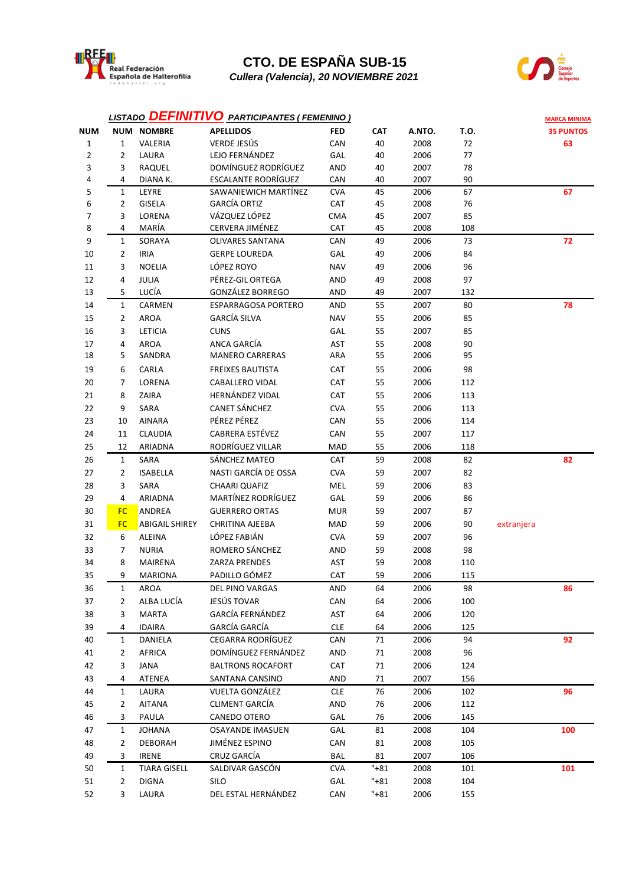# CTO. DE ESPAÑA SUB-15

*Cullera (Valencia), 20 NOVIEMBRE 2021*

***LISTADO DEFINITIVO PARTICIPANTES ( FEMENINO )***

| NUM | NUM | NOMBRE | APELLIDOS | FED | CAT | A.NTO. | T.O. | | MARCA MINIMA 35 PUNTOS |
|---|---|---|---|---|---|---|---|---|---|
| 1 | 1 | VALERIA | VERDE JESÚS | CAN | 40 | 2008 | 72 | | 63 |
| 2 | 2 | LAURA | LEJO FERNÁNDEZ | GAL | 40 | 2006 | 77 | | |
| 3 | 3 | RAQUEL | DOMÍNGUEZ RODRÍGUEZ | AND | 40 | 2007 | 78 | | |
| 4 | 4 | DIANA K. | ESCALANTE RODRÍGUEZ | CAN | 40 | 2007 | 90 | | |
| 5 | 1 | LEYRE | SAWANIEWICH MARTÍNEZ | CVA | 45 | 2006 | 67 | | 67 |
| 6 | 2 | GISELA | GARCÍA ORTIZ | CAT | 45 | 2008 | 76 | | |
| 7 | 3 | LORENA | VÁZQUEZ LÓPEZ | CMA | 45 | 2007 | 85 | | |
| 8 | 4 | MARÍA | CERVERA JIMÉNEZ | CAT | 45 | 2008 | 108 | | |
| 9 | 1 | SORAYA | OLIVARES SANTANA | CAN | 49 | 2006 | 73 | | 72 |
| 10 | 2 | IRIA | GERPE LOUREDA | GAL | 49 | 2006 | 84 | | |
| 11 | 3 | NOELIA | LÓPEZ ROYO | NAV | 49 | 2006 | 96 | | |
| 12 | 4 | JULIA | PÉREZ-GIL ORTEGA | AND | 49 | 2008 | 97 | | |
| 13 | 5 | LUCÍA | GONZÁLEZ BORREGO | AND | 49 | 2007 | 132 | | |
| 14 | 1 | CARMEN | ESPARRAGOSA PORTERO | AND | 55 | 2007 | 80 | | 78 |
| 15 | 2 | AROA | GARCÍA SILVA | NAV | 55 | 2006 | 85 | | |
| 16 | 3 | LETICIA | CUNS | GAL | 55 | 2007 | 85 | | |
| 17 | 4 | AROA | ANCA GARCÍA | AST | 55 | 2008 | 90 | | |
| 18 | 5 | SANDRA | MANERO CARRERAS | ARA | 55 | 2006 | 95 | | |
| 19 | 6 | CARLA | FREIXES BAUTISTA | CAT | 55 | 2006 | 98 | | |
| 20 | 7 | LORENA | CABALLERO VIDAL | CAT | 55 | 2006 | 112 | | |
| 21 | 8 | ZAIRA | HERNÁNDEZ VIDAL | CAT | 55 | 2006 | 113 | | |
| 22 | 9 | SARA | CANET SÁNCHEZ | CVA | 55 | 2006 | 113 | | |
| 23 | 10 | AINARA | PÉREZ PÉREZ | CAN | 55 | 2006 | 114 | | |
| 24 | 11 | CLAUDIA | CABRERA ESTÉVEZ | CAN | 55 | 2007 | 117 | | |
| 25 | 12 | ARIADNA | RODRÍGUEZ VILLAR | MAD | 55 | 2006 | 118 | | |
| 26 | 1 | SARA | SÁNCHEZ MATEO | CAT | 59 | 2008 | 82 | | 82 |
| 27 | 2 | ISABELLA | NASTI GARCÍA DE OSSA | CVA | 59 | 2007 | 82 | | |
| 28 | 3 | SARA | CHAARI QUAFIZ | MEL | 59 | 2006 | 83 | | |
| 29 | 4 | ARIADNA | MARTÍNEZ RODRÍGUEZ | GAL | 59 | 2006 | 86 | | |
| 30 | FC | ANDREA | GUERRERO ORTAS | MUR | 59 | 2007 | 87 | | |
| 31 | FC | ABIGAIL SHIREY | CHRITINA AJEEBA | MAD | 59 | 2006 | 90 | extranjera | |
| 32 | 6 | ALEINA | LÓPEZ FABIÁN | CVA | 59 | 2007 | 96 | | |
| 33 | 7 | NURIA | ROMERO SÁNCHEZ | AND | 59 | 2008 | 98 | | |
| 34 | 8 | MAIRENA | ZARZA PRENDES | AST | 59 | 2008 | 110 | | |
| 35 | 9 | MARIONA | PADILLO GÓMEZ | CAT | 59 | 2006 | 115 | | |
| 36 | 1 | AROA | DEL PINO VARGAS | AND | 64 | 2006 | 98 | | 86 |
| 37 | 2 | ALBA LUCÍA | JESÚS TOVAR | CAN | 64 | 2006 | 100 | | |
| 38 | 3 | MARTA | GARCÍA FERNÁNDEZ | AST | 64 | 2006 | 120 | | |
| 39 | 4 | IDAIRA | GARCÍA GARCÍA | CLE | 64 | 2006 | 125 | | |
| 40 | 1 | DANIELA | CEGARRA RODRÍGUEZ | CAN | 71 | 2006 | 94 | | 92 |
| 41 | 2 | AFRICA | DOMÍNGUEZ FERNÁNDEZ | AND | 71 | 2008 | 96 | | |
| 42 | 3 | JANA | BALTRONS ROCAFORT | CAT | 71 | 2006 | 124 | | |
| 43 | 4 | ATENEA | SANTANA CANSINO | AND | 71 | 2007 | 156 | | |
| 44 | 1 | LAURA | VUELTA GONZÁLEZ | CLE | 76 | 2006 | 102 | | 96 |
| 45 | 2 | AITANA | CLIMENT GARCÍA | AND | 76 | 2006 | 112 | | |
| 46 | 3 | PAULA | CANEDO OTERO | GAL | 76 | 2006 | 145 | | |
| 47 | 1 | JOHANA | OSAYANDE IMASUEN | GAL | 81 | 2008 | 104 | | 100 |
| 48 | 2 | DEBORAH | JIMÉNEZ ESPINO | CAN | 81 | 2008 | 105 | | |
| 49 | 3 | IRENE | CRUZ GARCÍA | BAL | 81 | 2007 | 106 | | |
| 50 | 1 | TIARA GISELL | SALDIVAR GASCÓN | CVA | "+81 | 2008 | 101 | | 101 |
| 51 | 2 | DIGNA | SILO | GAL | "+81 | 2008 | 104 | | |
| 52 | 3 | LAURA | DEL ESTAL HERNÁNDEZ | CAN | "+81 | 2006 | 155 | | |